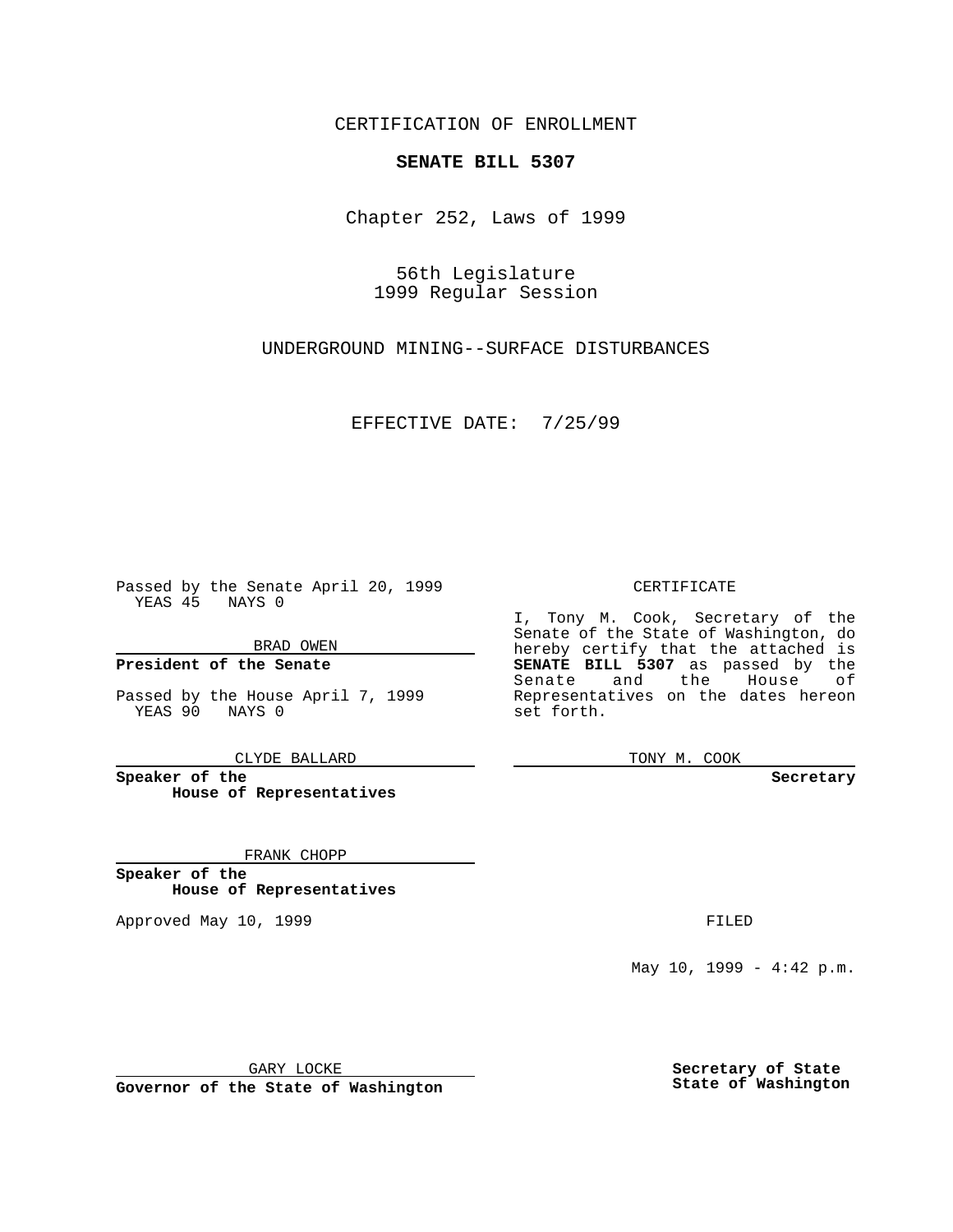CERTIFICATION OF ENROLLMENT

**SENATE BILL 5307**

Chapter 252, Laws of 1999

56th Legislature
1999 Regular Session

UNDERGROUND MINING--SURFACE DISTURBANCES

EFFECTIVE DATE: 7/25/99

Passed by the Senate April 20, 1999
YEAS 45 NAYS 0

BRAD OWEN

**President of the Senate**

Passed by the House April 7, 1999
YEAS 90 NAYS 0

CLYDE BALLARD

**Speaker of the House of Representatives**

FRANK CHOPP

**Speaker of the House of Representatives**

Approved May 10, 1999

GARY LOCKE

**Governor of the State of Washington**

CERTIFICATE

I, Tony M. Cook, Secretary of the Senate of the State of Washington, do hereby certify that the attached is **SENATE BILL 5307** as passed by the Senate and the House of Representatives on the dates hereon set forth.

TONY M. COOK

**Secretary**

FILED

May 10, 1999 - 4:42 p.m.

**Secretary of State**
**State of Washington**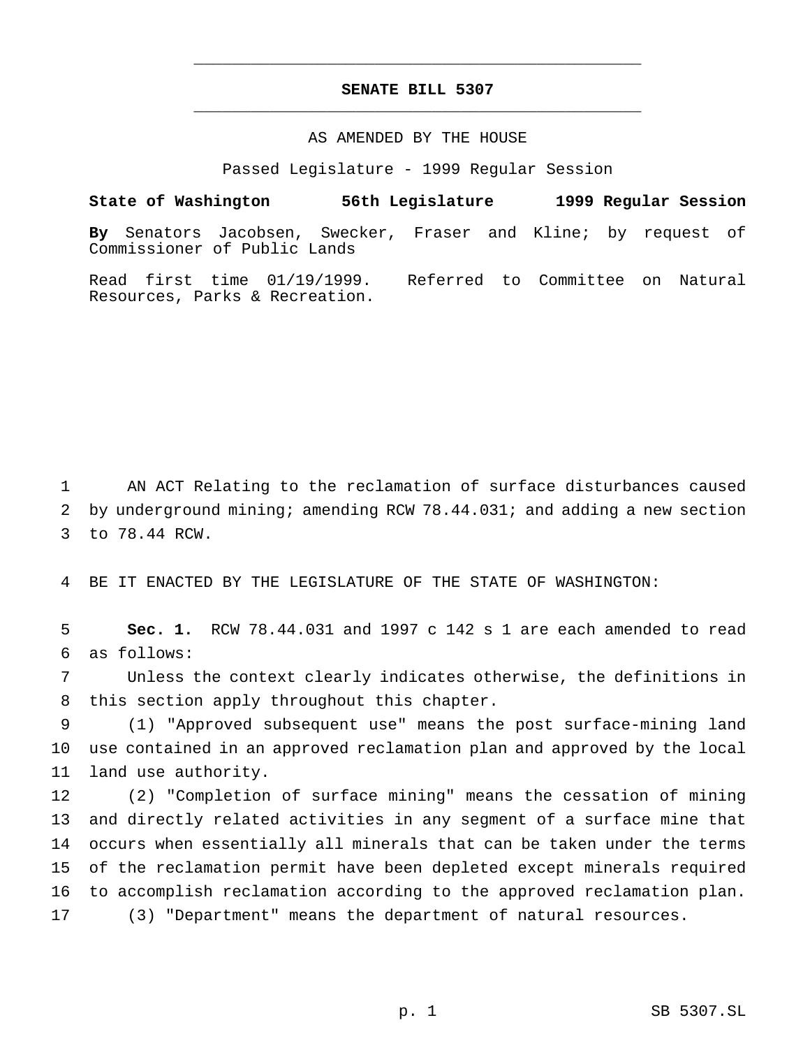# SENATE BILL 5307

AS AMENDED BY THE HOUSE

Passed Legislature - 1999 Regular Session

**State of Washington 56th Legislature 1999 Regular Session**

**By** Senators Jacobsen, Swecker, Fraser and Kline; by request of Commissioner of Public Lands

Read first time 01/19/1999. Referred to Committee on Natural Resources, Parks & Recreation.

1 AN ACT Relating to the reclamation of surface disturbances caused
2 by underground mining; amending RCW 78.44.031; and adding a new section
3 to 78.44 RCW.

4 BE IT ENACTED BY THE LEGISLATURE OF THE STATE OF WASHINGTON:

5 **Sec. 1.** RCW 78.44.031 and 1997 c 142 s 1 are each amended to read
6 as follows:

7 Unless the context clearly indicates otherwise, the definitions in
8 this section apply throughout this chapter.

9 (1) "Approved subsequent use" means the post surface-mining land
10 use contained in an approved reclamation plan and approved by the local
11 land use authority.

12 (2) "Completion of surface mining" means the cessation of mining
13 and directly related activities in any segment of a surface mine that
14 occurs when essentially all minerals that can be taken under the terms
15 of the reclamation permit have been depleted except minerals required
16 to accomplish reclamation according to the approved reclamation plan.

17 (3) "Department" means the department of natural resources.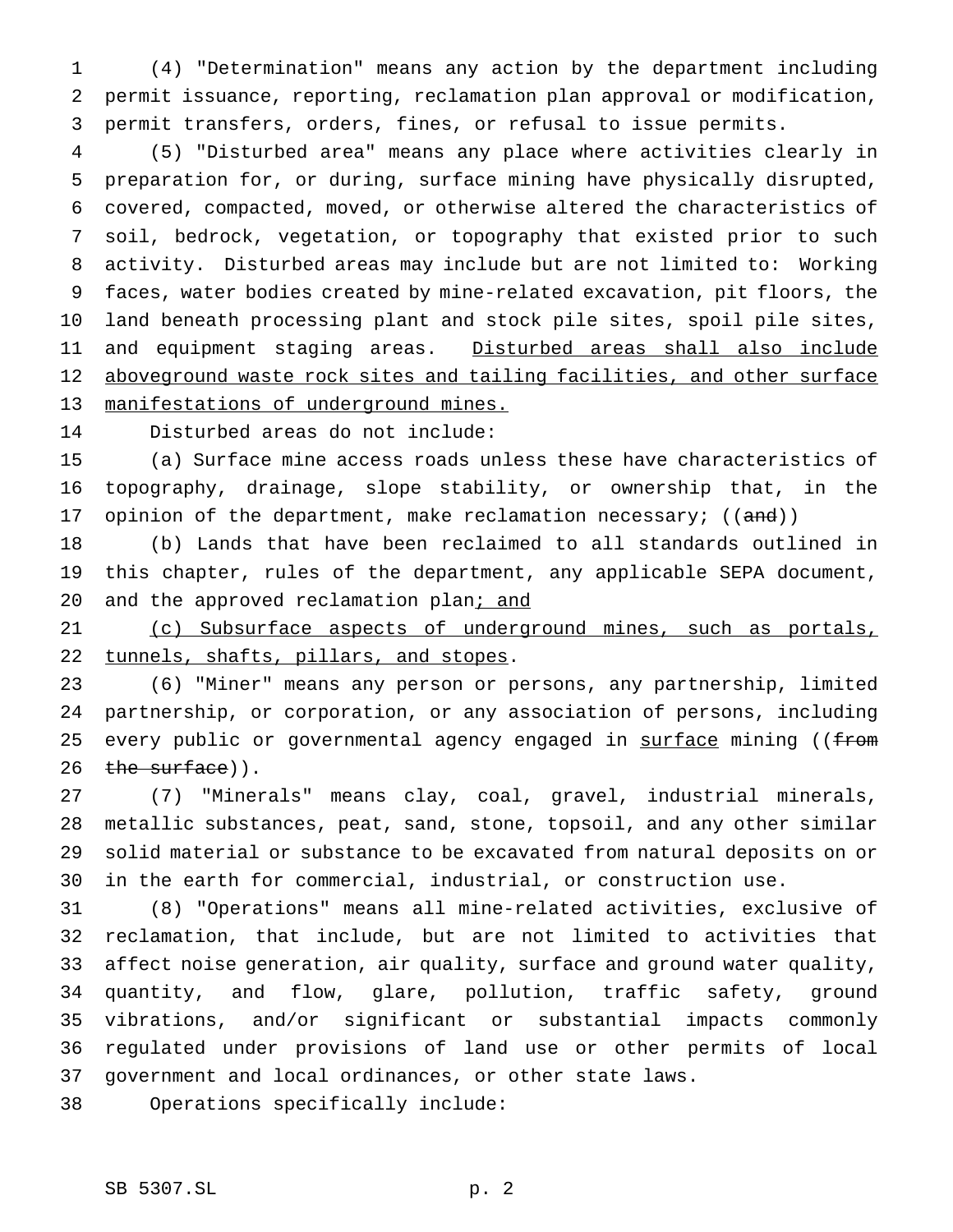(4) "Determination" means any action by the department including permit issuance, reporting, reclamation plan approval or modification, permit transfers, orders, fines, or refusal to issue permits.

(5) "Disturbed area" means any place where activities clearly in preparation for, or during, surface mining have physically disrupted, covered, compacted, moved, or otherwise altered the characteristics of soil, bedrock, vegetation, or topography that existed prior to such activity. Disturbed areas may include but are not limited to: Working faces, water bodies created by mine-related excavation, pit floors, the land beneath processing plant and stock pile sites, spoil pile sites, and equipment staging areas. <u>Disturbed areas shall also include aboveground waste rock sites and tailing facilities, and other surface manifestations of underground mines.</u>

Disturbed areas do not include:

(a) Surface mine access roads unless these have characteristics of topography, drainage, slope stability, or ownership that, in the opinion of the department, make reclamation necessary; ((~~and~~))

(b) Lands that have been reclaimed to all standards outlined in this chapter, rules of the department, any applicable SEPA document, and the approved reclamation plan<u>; and</u>

<u>(c) Subsurface aspects of underground mines, such as portals, tunnels, shafts, pillars, and stopes</u>.

(6) "Miner" means any person or persons, any partnership, limited partnership, or corporation, or any association of persons, including every public or governmental agency engaged in <u>surface</u> mining ((~~from the surface~~)).

(7) "Minerals" means clay, coal, gravel, industrial minerals, metallic substances, peat, sand, stone, topsoil, and any other similar solid material or substance to be excavated from natural deposits on or in the earth for commercial, industrial, or construction use.

(8) "Operations" means all mine-related activities, exclusive of reclamation, that include, but are not limited to activities that affect noise generation, air quality, surface and ground water quality, quantity, and flow, glare, pollution, traffic safety, ground vibrations, and/or significant or substantial impacts commonly regulated under provisions of land use or other permits of local government and local ordinances, or other state laws.

Operations specifically include: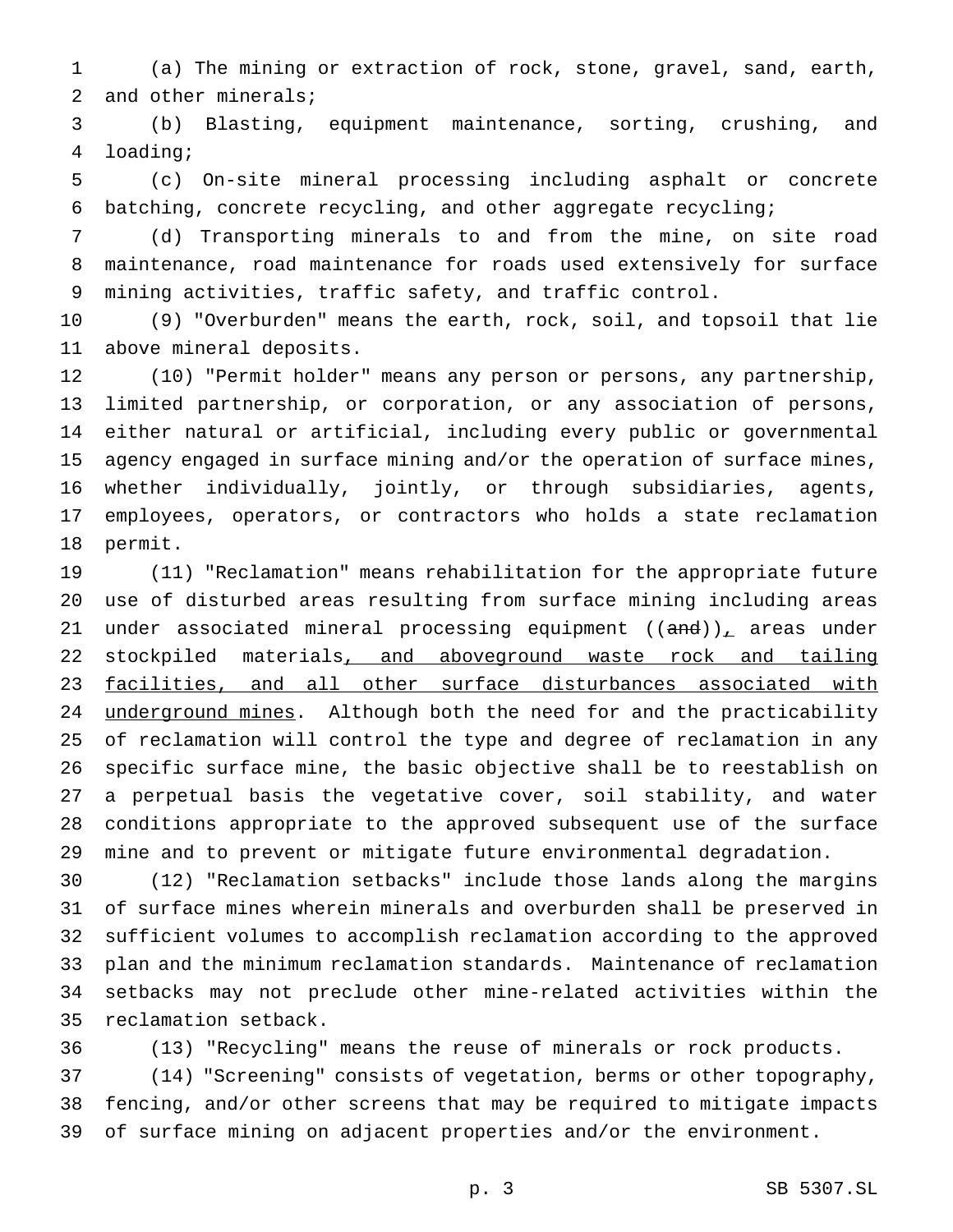(a) The mining or extraction of rock, stone, gravel, sand, earth, and other minerals;

(b) Blasting, equipment maintenance, sorting, crushing, and loading;

(c) On-site mineral processing including asphalt or concrete batching, concrete recycling, and other aggregate recycling;

(d) Transporting minerals to and from the mine, on site road maintenance, road maintenance for roads used extensively for surface mining activities, traffic safety, and traffic control.

(9) "Overburden" means the earth, rock, soil, and topsoil that lie above mineral deposits.

(10) "Permit holder" means any person or persons, any partnership, limited partnership, or corporation, or any association of persons, either natural or artificial, including every public or governmental agency engaged in surface mining and/or the operation of surface mines, whether individually, jointly, or through subsidiaries, agents, employees, operators, or contractors who holds a state reclamation permit.

(11) "Reclamation" means rehabilitation for the appropriate future use of disturbed areas resulting from surface mining including areas under associated mineral processing equipment ((~~and~~)), areas under stockpiled materials, and aboveground waste rock and tailing facilities, and all other surface disturbances associated with underground mines. Although both the need for and the practicability of reclamation will control the type and degree of reclamation in any specific surface mine, the basic objective shall be to reestablish on a perpetual basis the vegetative cover, soil stability, and water conditions appropriate to the approved subsequent use of the surface mine and to prevent or mitigate future environmental degradation.

(12) "Reclamation setbacks" include those lands along the margins of surface mines wherein minerals and overburden shall be preserved in sufficient volumes to accomplish reclamation according to the approved plan and the minimum reclamation standards. Maintenance of reclamation setbacks may not preclude other mine-related activities within the reclamation setback.

(13) "Recycling" means the reuse of minerals or rock products.

(14) "Screening" consists of vegetation, berms or other topography, fencing, and/or other screens that may be required to mitigate impacts of surface mining on adjacent properties and/or the environment.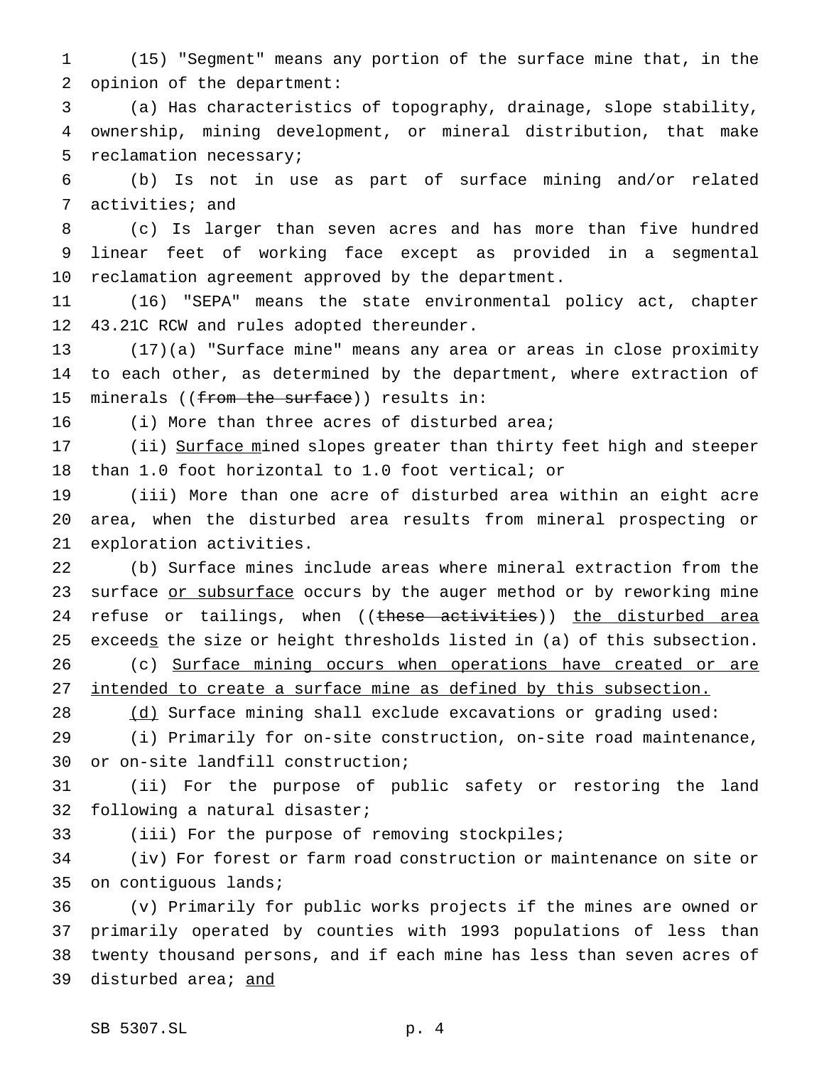(15) "Segment" means any portion of the surface mine that, in the opinion of the department:

(a) Has characteristics of topography, drainage, slope stability, ownership, mining development, or mineral distribution, that make reclamation necessary;

(b) Is not in use as part of surface mining and/or related activities; and

(c) Is larger than seven acres and has more than five hundred linear feet of working face except as provided in a segmental reclamation agreement approved by the department.

(16) "SEPA" means the state environmental policy act, chapter 43.21C RCW and rules adopted thereunder.

(17)(a) "Surface mine" means any area or areas in close proximity to each other, as determined by the department, where extraction of minerals ((~~from the surface~~)) results in:

(i) More than three acres of disturbed area;

(ii) <u>Surface m</u>ined slopes greater than thirty feet high and steeper than 1.0 foot horizontal to 1.0 foot vertical; or

(iii) More than one acre of disturbed area within an eight acre area, when the disturbed area results from mineral prospecting or exploration activities.

(b) Surface mines include areas where mineral extraction from the surface <u>or subsurface</u> occurs by the auger method or by reworking mine refuse or tailings, when ((~~these activities~~)) <u>the disturbed area</u> exceed<u>s</u> the size or height thresholds listed in (a) of this subsection.

(c) <u>Surface mining occurs when operations have created or are intended to create a surface mine as defined by this subsection.</u>

<u>(d)</u> Surface mining shall exclude excavations or grading used:

(i) Primarily for on-site construction, on-site road maintenance, or on-site landfill construction;

(ii) For the purpose of public safety or restoring the land following a natural disaster;

(iii) For the purpose of removing stockpiles;

(iv) For forest or farm road construction or maintenance on site or on contiguous lands;

(v) Primarily for public works projects if the mines are owned or primarily operated by counties with 1993 populations of less than twenty thousand persons, and if each mine has less than seven acres of disturbed area; <u>and</u>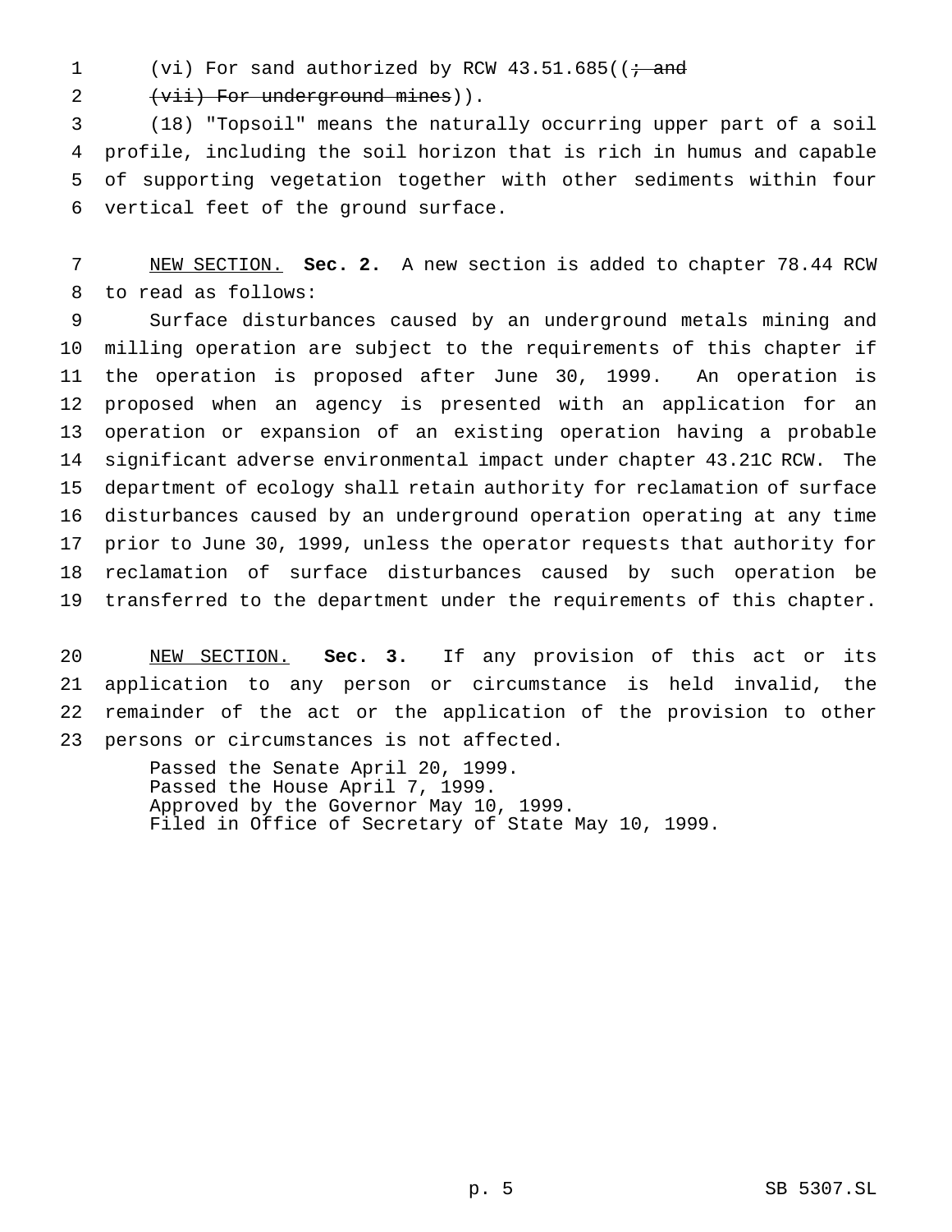(vi) For sand authorized by RCW 43.51.685((~~; and~~

~~(vii) For underground mines~~)).

(18) "Topsoil" means the naturally occurring upper part of a soil profile, including the soil horizon that is rich in humus and capable of supporting vegetation together with other sediments within four vertical feet of the ground surface.

NEW SECTION. **Sec. 2.** A new section is added to chapter 78.44 RCW to read as follows:

Surface disturbances caused by an underground metals mining and milling operation are subject to the requirements of this chapter if the operation is proposed after June 30, 1999. An operation is proposed when an agency is presented with an application for an operation or expansion of an existing operation having a probable significant adverse environmental impact under chapter 43.21C RCW. The department of ecology shall retain authority for reclamation of surface disturbances caused by an underground operation operating at any time prior to June 30, 1999, unless the operator requests that authority for reclamation of surface disturbances caused by such operation be transferred to the department under the requirements of this chapter.

NEW SECTION. **Sec. 3.** If any provision of this act or its application to any person or circumstance is held invalid, the remainder of the act or the application of the provision to other persons or circumstances is not affected.

Passed the Senate April 20, 1999.
Passed the House April 7, 1999.
Approved by the Governor May 10, 1999.
Filed in Office of Secretary of State May 10, 1999.